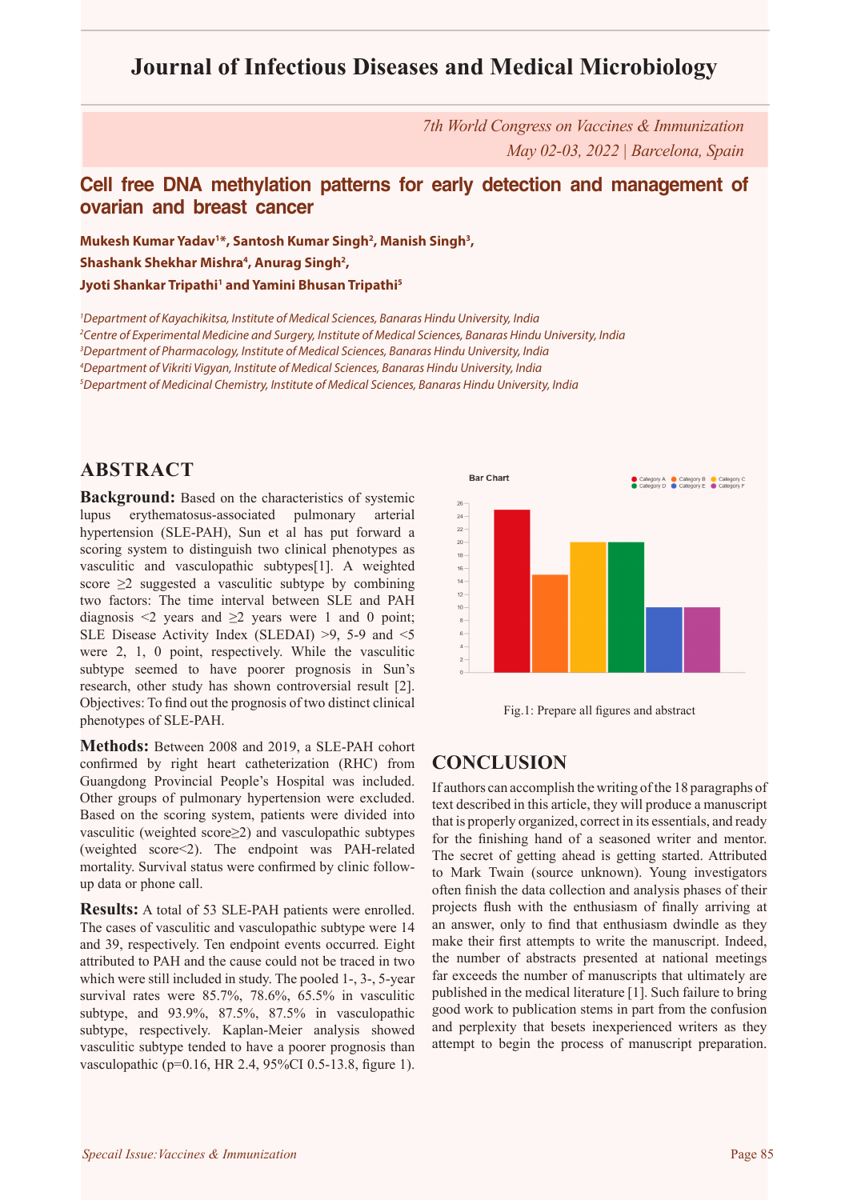# Journal of Infectious Diseases and Medical Microbiology

*7th World Congress on Vaccines & Immunization*
*May 02-03, 2022 | Barcelona, Spain*

## Cell free DNA methylation patterns for early detection and management of ovarian and breast cancer

**Mukesh Kumar Yadav[1]*, Santosh Kumar Singh[2], Manish Singh[3], Shashank Shekhar Mishra[4], Anurag Singh[2], Jyoti Shankar Tripathi[1] and Yamini Bhusan Tripathi[5]**

[1]*Department of Kayachikitsa, Institute of Medical Sciences, Banaras Hindu University, India*
[2]*Centre of Experimental Medicine and Surgery, Institute of Medical Sciences, Banaras Hindu University, India*
[3]*Department of Pharmacology, Institute of Medical Sciences, Banaras Hindu University, India*
[4]*Department of Vikriti Vigyan, Institute of Medical Sciences, Banaras Hindu University, India*
[5]*Department of Medicinal Chemistry, Institute of Medical Sciences, Banaras Hindu University, India*

## ABSTRACT

**Background:** Based on the characteristics of systemic lupus erythematosus-associated pulmonary arterial hypertension (SLE-PAH), Sun et al has put forward a scoring system to distinguish two clinical phenotypes as vasculitic and vasculopathic subtypes[1]. A weighted score ≥2 suggested a vasculitic subtype by combining two factors: The time interval between SLE and PAH diagnosis <2 years and ≥2 years were 1 and 0 point; SLE Disease Activity Index (SLEDAI) >9, 5-9 and <5 were 2, 1, 0 point, respectively. While the vasculitic subtype seemed to have poorer prognosis in Sun's research, other study has shown controversial result [2]. Objectives: To find out the prognosis of two distinct clinical phenotypes of SLE-PAH.

**Methods:** Between 2008 and 2019, a SLE-PAH cohort confirmed by right heart catheterization (RHC) from Guangdong Provincial People's Hospital was included. Other groups of pulmonary hypertension were excluded. Based on the scoring system, patients were divided into vasculitic (weighted score≥2) and vasculopathic subtypes (weighted score<2). The endpoint was PAH-related mortality. Survival status were confirmed by clinic follow-up data or phone call.

**Results:** A total of 53 SLE-PAH patients were enrolled. The cases of vasculitic and vasculopathic subtype were 14 and 39, respectively. Ten endpoint events occurred. Eight attributed to PAH and the cause could not be traced in two which were still included in study. The pooled 1-, 3-, 5-year survival rates were 85.7%, 78.6%, 65.5% in vasculitic subtype, and 93.9%, 87.5%, 87.5% in vasculopathic subtype, respectively. Kaplan-Meier analysis showed vasculitic subtype tended to have a poorer prognosis than vasculopathic (p=0.16, HR 2.4, 95%CI 0.5-13.8, figure 1).

Fig.1: Prepare all figures and abstract

## CONCLUSION

If authors can accomplish the writing of the 18 paragraphs of text described in this article, they will produce a manuscript that is properly organized, correct in its essentials, and ready for the finishing hand of a seasoned writer and mentor. The secret of getting ahead is getting started. Attributed to Mark Twain (source unknown). Young investigators often finish the data collection and analysis phases of their projects flush with the enthusiasm of finally arriving at an answer, only to find that enthusiasm dwindle as they make their first attempts to write the manuscript. Indeed, the number of abstracts presented at national meetings far exceeds the number of manuscripts that ultimately are published in the medical literature [1]. Such failure to bring good work to publication stems in part from the confusion and perplexity that besets inexperienced writers as they attempt to begin the process of manuscript preparation.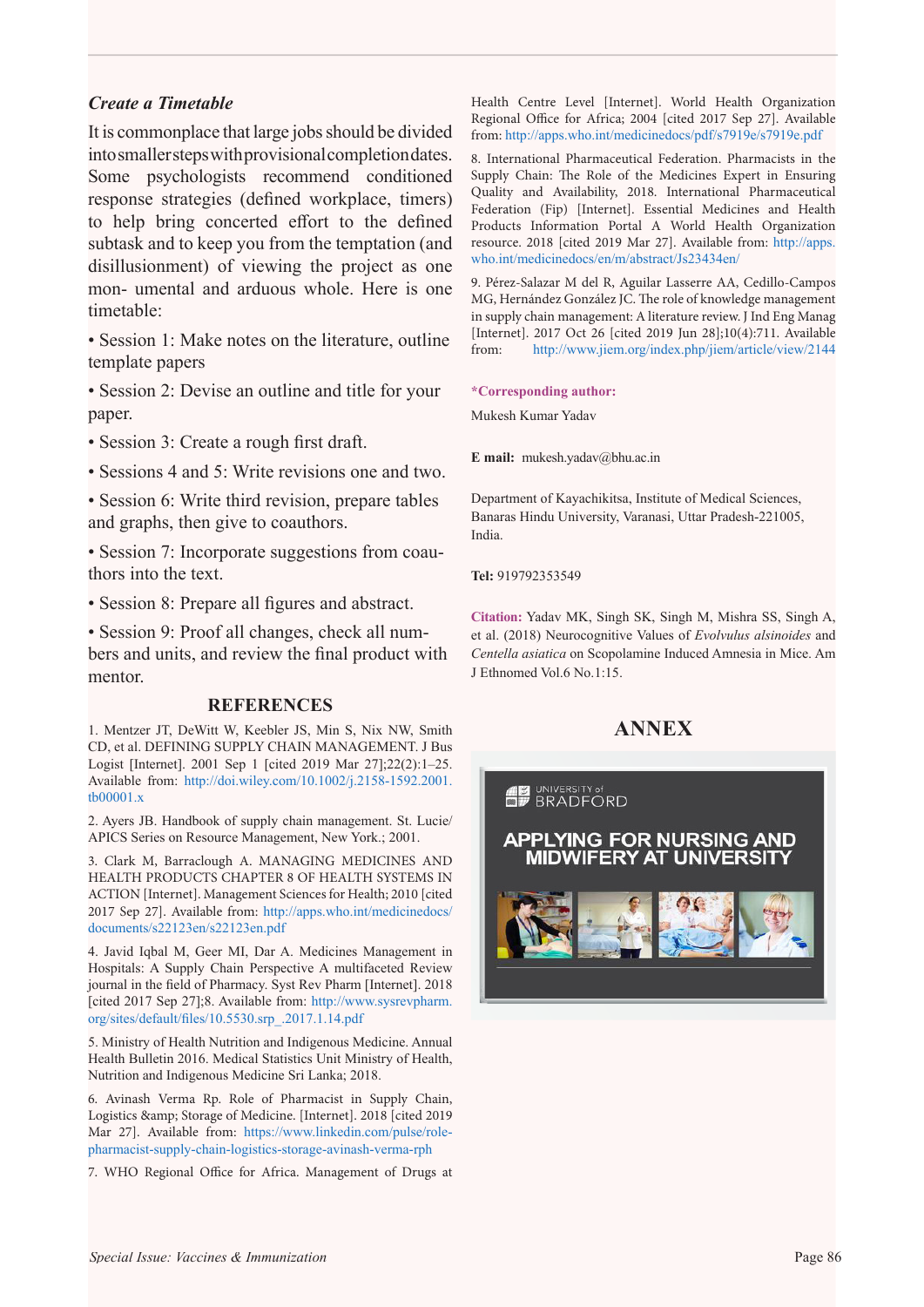### *Create a Timetable*

It is commonplace that large jobs should be divided into smaller steps with provisional completion dates. Some psychologists recommend conditioned response strategies (defined workplace, timers) to help bring concerted effort to the defined subtask and to keep you from the temptation (and disillusionment) of viewing the project as one mon- umental and arduous whole. Here is one timetable:

- Session 1: Make notes on the literature, outline template papers
- Session 2: Devise an outline and title for your paper.
- Session 3: Create a rough first draft.
- Sessions 4 and 5: Write revisions one and two.
- Session 6: Write third revision, prepare tables and graphs, then give to coauthors.
- Session 7: Incorporate suggestions from coauthors into the text.
- Session 8: Prepare all figures and abstract.
- Session 9: Proof all changes, check all numbers and units, and review the final product with mentor.

## REFERENCES

1. Mentzer JT, DeWitt W, Keebler JS, Min S, Nix NW, Smith CD, et al. DEFINING SUPPLY CHAIN MANAGEMENT. J Bus Logist [Internet]. 2001 Sep 1 [cited 2019 Mar 27];22(2):1–25. Available from: http://doi.wiley.com/10.1002/j.2158-1592.2001.tb00001.x

2. Ayers JB. Handbook of supply chain management. St. Lucie/APICS Series on Resource Management, New York.; 2001.

3. Clark M, Barraclough A. MANAGING MEDICINES AND HEALTH PRODUCTS CHAPTER 8 OF HEALTH SYSTEMS IN ACTION [Internet]. Management Sciences for Health; 2010 [cited 2017 Sep 27]. Available from: http://apps.who.int/medicinedocs/documents/s22123en/s22123en.pdf

4. Javid Iqbal M, Geer MI, Dar A. Medicines Management in Hospitals: A Supply Chain Perspective A multifaceted Review journal in the field of Pharmacy. Syst Rev Pharm [Internet]. 2018 [cited 2017 Sep 27];8. Available from: http://www.sysrevpharm.org/sites/default/files/10.5530.srp_.2017.1.14.pdf

5. Ministry of Health Nutrition and Indigenous Medicine. Annual Health Bulletin 2016. Medical Statistics Unit Ministry of Health, Nutrition and Indigenous Medicine Sri Lanka; 2018.

6. Avinash Verma Rp. Role of Pharmacist in Supply Chain, Logistics &amp; Storage of Medicine. [Internet]. 2018 [cited 2019 Mar 27]. Available from: https://www.linkedin.com/pulse/role-pharmacist-supply-chain-logistics-storage-avinash-verma-rph

7. WHO Regional Office for Africa. Management of Drugs at Health Centre Level [Internet]. World Health Organization Regional Office for Africa; 2004 [cited 2017 Sep 27]. Available from: http://apps.who.int/medicinedocs/pdf/s7919e/s7919e.pdf

8. International Pharmaceutical Federation. Pharmacists in the Supply Chain: The Role of the Medicines Expert in Ensuring Quality and Availability, 2018. International Pharmaceutical Federation (Fip) [Internet]. Essential Medicines and Health Products Information Portal A World Health Organization resource. 2018 [cited 2019 Mar 27]. Available from: http://apps.who.int/medicinedocs/en/m/abstract/Js23434en/

9. Pérez-Salazar M del R, Aguilar Lasserre AA, Cedillo-Campos MG, Hernández González JC. The role of knowledge management in supply chain management: A literature review. J Ind Eng Manag [Internet]. 2017 Oct 26 [cited 2019 Jun 28];10(4):711. Available from: http://www.jiem.org/index.php/jiem/article/view/2144

**\*Corresponding author:**

Mukesh Kumar Yadav

**E mail:** mukesh.yadav@bhu.ac.in

Department of Kayachikitsa, Institute of Medical Sciences, Banaras Hindu University, Varanasi, Uttar Pradesh-221005, India.

**Tel:** 919792353549

**Citation:** Yadav MK, Singh SK, Singh M, Mishra SS, Singh A, et al. (2018) Neurocognitive Values of *Evolvulus alsinoides* and *Centella asiatica* on Scopolamine Induced Amnesia in Mice. Am J Ethnomed Vol.6 No.1:15.

## ANNEX

UNIVERSITY of BRADFORD

APPLYING FOR NURSING AND MIDWIFERY AT UNIVERSITY